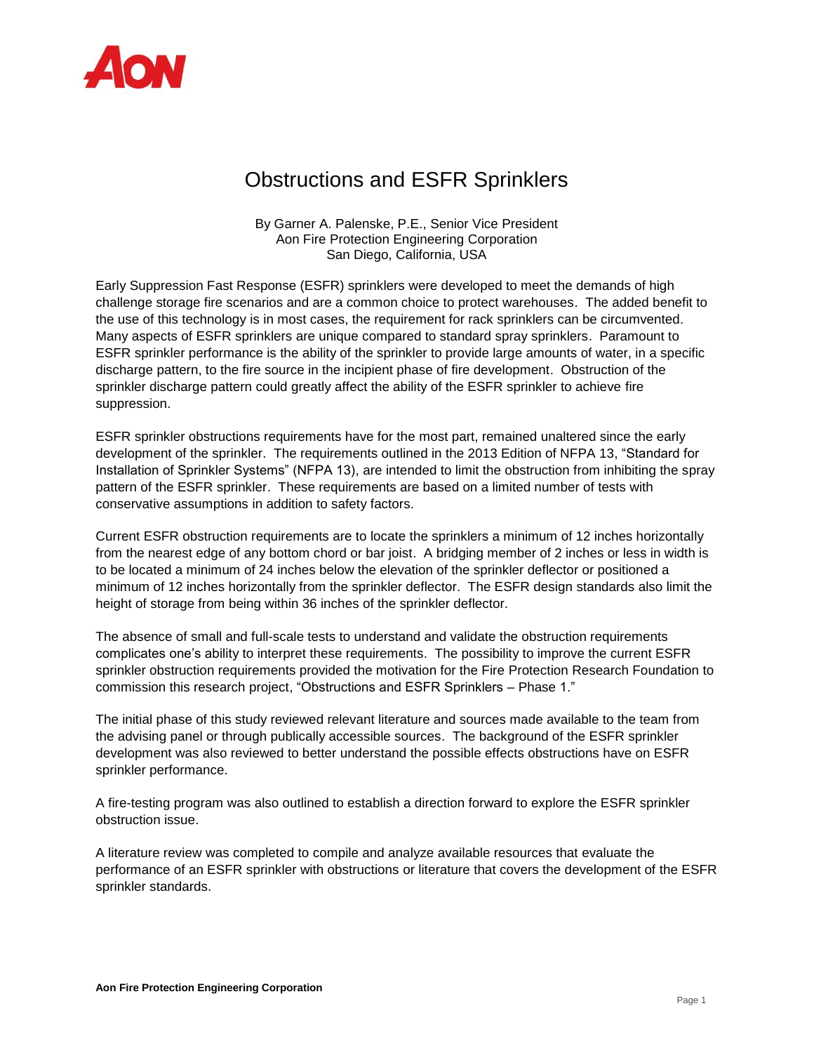# Obstructions and ESFR Sprinklers

By Garner A. Palenske, P.E., Senior Vice President
Aon Fire Protection Engineering Corporation
San Diego, California, USA

Early Suppression Fast Response (ESFR) sprinklers were developed to meet the demands of high challenge storage fire scenarios and are a common choice to protect warehouses. The added benefit to the use of this technology is in most cases, the requirement for rack sprinklers can be circumvented. Many aspects of ESFR sprinklers are unique compared to standard spray sprinklers. Paramount to ESFR sprinkler performance is the ability of the sprinkler to provide large amounts of water, in a specific discharge pattern, to the fire source in the incipient phase of fire development. Obstruction of the sprinkler discharge pattern could greatly affect the ability of the ESFR sprinkler to achieve fire suppression.

ESFR sprinkler obstructions requirements have for the most part, remained unaltered since the early development of the sprinkler. The requirements outlined in the 2013 Edition of NFPA 13, "Standard for Installation of Sprinkler Systems" (NFPA 13), are intended to limit the obstruction from inhibiting the spray pattern of the ESFR sprinkler. These requirements are based on a limited number of tests with conservative assumptions in addition to safety factors.

Current ESFR obstruction requirements are to locate the sprinklers a minimum of 12 inches horizontally from the nearest edge of any bottom chord or bar joist. A bridging member of 2 inches or less in width is to be located a minimum of 24 inches below the elevation of the sprinkler deflector or positioned a minimum of 12 inches horizontally from the sprinkler deflector. The ESFR design standards also limit the height of storage from being within 36 inches of the sprinkler deflector.

The absence of small and full-scale tests to understand and validate the obstruction requirements complicates one's ability to interpret these requirements. The possibility to improve the current ESFR sprinkler obstruction requirements provided the motivation for the Fire Protection Research Foundation to commission this research project, "Obstructions and ESFR Sprinklers – Phase 1."

The initial phase of this study reviewed relevant literature and sources made available to the team from the advising panel or through publically accessible sources. The background of the ESFR sprinkler development was also reviewed to better understand the possible effects obstructions have on ESFR sprinkler performance.

A fire-testing program was also outlined to establish a direction forward to explore the ESFR sprinkler obstruction issue.

A literature review was completed to compile and analyze available resources that evaluate the performance of an ESFR sprinkler with obstructions or literature that covers the development of the ESFR sprinkler standards.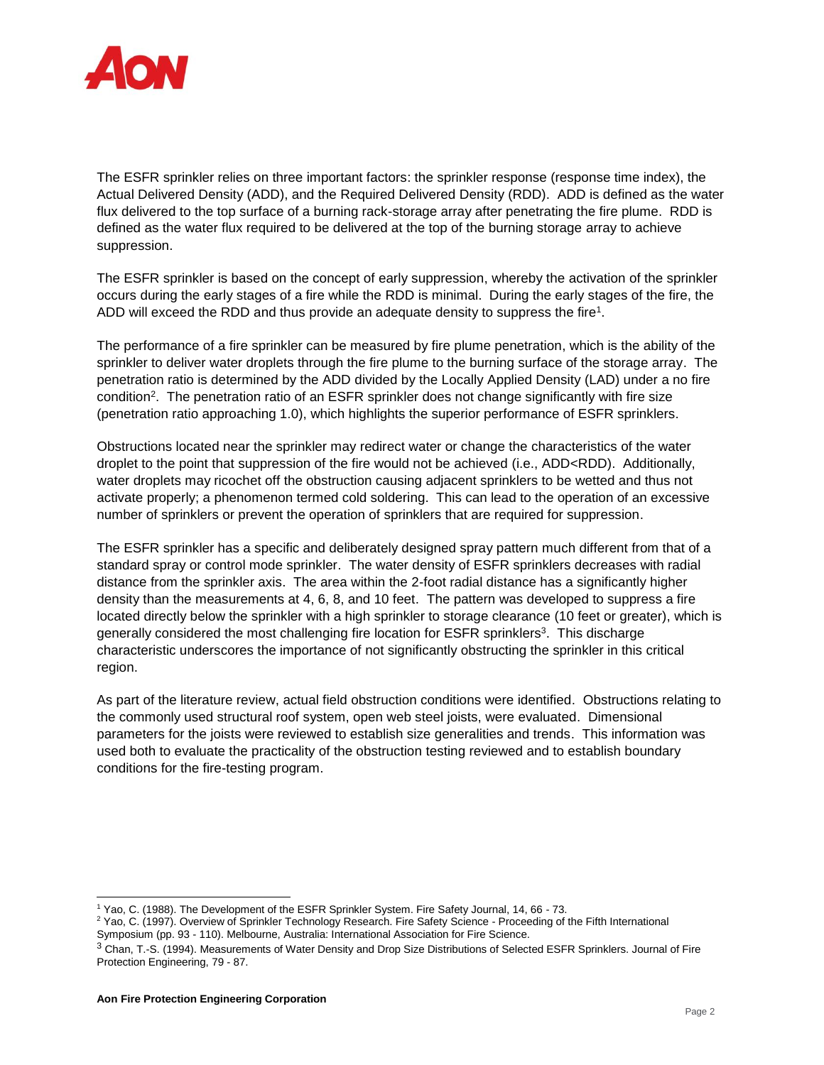The ESFR sprinkler relies on three important factors: the sprinkler response (response time index), the Actual Delivered Density (ADD), and the Required Delivered Density (RDD). ADD is defined as the water flux delivered to the top surface of a burning rack-storage array after penetrating the fire plume. RDD is defined as the water flux required to be delivered at the top of the burning storage array to achieve suppression.

The ESFR sprinkler is based on the concept of early suppression, whereby the activation of the sprinkler occurs during the early stages of a fire while the RDD is minimal. During the early stages of the fire, the ADD will exceed the RDD and thus provide an adequate density to suppress the fire[1].

The performance of a fire sprinkler can be measured by fire plume penetration, which is the ability of the sprinkler to deliver water droplets through the fire plume to the burning surface of the storage array. The penetration ratio is determined by the ADD divided by the Locally Applied Density (LAD) under a no fire condition[2]. The penetration ratio of an ESFR sprinkler does not change significantly with fire size (penetration ratio approaching 1.0), which highlights the superior performance of ESFR sprinklers.

Obstructions located near the sprinkler may redirect water or change the characteristics of the water droplet to the point that suppression of the fire would not be achieved (i.e., ADD<RDD). Additionally, water droplets may ricochet off the obstruction causing adjacent sprinklers to be wetted and thus not activate properly; a phenomenon termed cold soldering. This can lead to the operation of an excessive number of sprinklers or prevent the operation of sprinklers that are required for suppression.

The ESFR sprinkler has a specific and deliberately designed spray pattern much different from that of a standard spray or control mode sprinkler. The water density of ESFR sprinklers decreases with radial distance from the sprinkler axis. The area within the 2-foot radial distance has a significantly higher density than the measurements at 4, 6, 8, and 10 feet. The pattern was developed to suppress a fire located directly below the sprinkler with a high sprinkler to storage clearance (10 feet or greater), which is generally considered the most challenging fire location for ESFR sprinklers[3]. This discharge characteristic underscores the importance of not significantly obstructing the sprinkler in this critical region.

As part of the literature review, actual field obstruction conditions were identified. Obstructions relating to the commonly used structural roof system, open web steel joists, were evaluated. Dimensional parameters for the joists were reviewed to establish size generalities and trends. This information was used both to evaluate the practicality of the obstruction testing reviewed and to establish boundary conditions for the fire-testing program.

---

[1] Yao, C. (1988). The Development of the ESFR Sprinkler System. Fire Safety Journal, 14, 66 - 73.

[2] Yao, C. (1997). Overview of Sprinkler Technology Research. Fire Safety Science - Proceeding of the Fifth International Symposium (pp. 93 - 110). Melbourne, Australia: International Association for Fire Science.

[3] Chan, T.-S. (1994). Measurements of Water Density and Drop Size Distributions of Selected ESFR Sprinklers. Journal of Fire Protection Engineering, 79 - 87.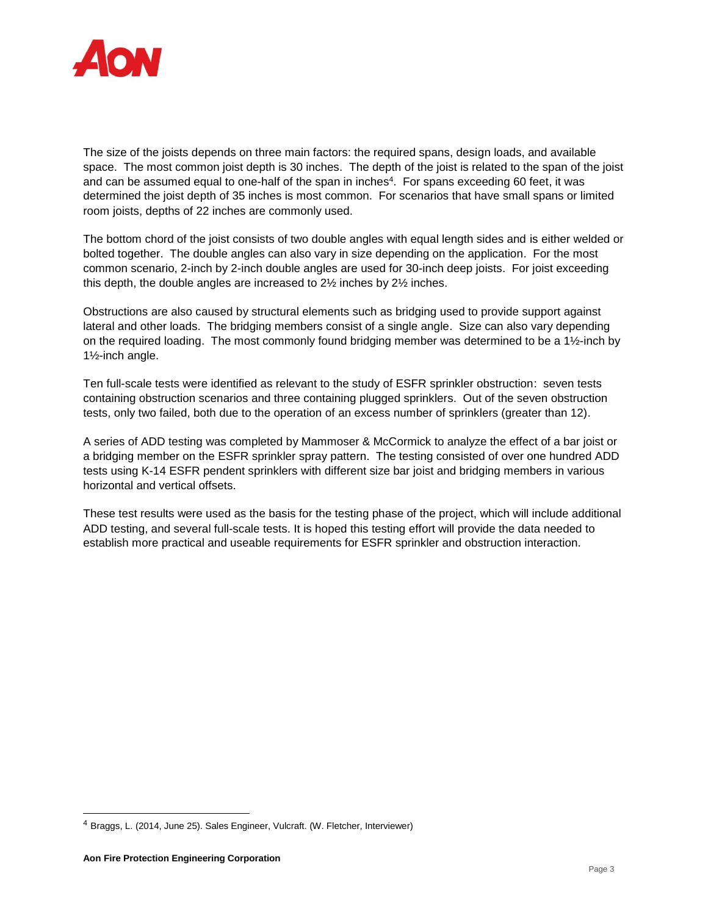The size of the joists depends on three main factors: the required spans, design loads, and available space. The most common joist depth is 30 inches. The depth of the joist is related to the span of the joist and can be assumed equal to one-half of the span in inches[4]. For spans exceeding 60 feet, it was determined the joist depth of 35 inches is most common. For scenarios that have small spans or limited room joists, depths of 22 inches are commonly used.

The bottom chord of the joist consists of two double angles with equal length sides and is either welded or bolted together. The double angles can also vary in size depending on the application. For the most common scenario, 2-inch by 2-inch double angles are used for 30-inch deep joists. For joist exceeding this depth, the double angles are increased to 2½ inches by 2½ inches.

Obstructions are also caused by structural elements such as bridging used to provide support against lateral and other loads. The bridging members consist of a single angle. Size can also vary depending on the required loading. The most commonly found bridging member was determined to be a 1½-inch by 1½-inch angle.

Ten full-scale tests were identified as relevant to the study of ESFR sprinkler obstruction: seven tests containing obstruction scenarios and three containing plugged sprinklers. Out of the seven obstruction tests, only two failed, both due to the operation of an excess number of sprinklers (greater than 12).

A series of ADD testing was completed by Mammoser & McCormick to analyze the effect of a bar joist or a bridging member on the ESFR sprinkler spray pattern. The testing consisted of over one hundred ADD tests using K-14 ESFR pendent sprinklers with different size bar joist and bridging members in various horizontal and vertical offsets.

These test results were used as the basis for the testing phase of the project, which will include additional ADD testing, and several full-scale tests. It is hoped this testing effort will provide the data needed to establish more practical and useable requirements for ESFR sprinkler and obstruction interaction.

[4] Braggs, L. (2014, June 25). Sales Engineer, Vulcraft. (W. Fletcher, Interviewer)